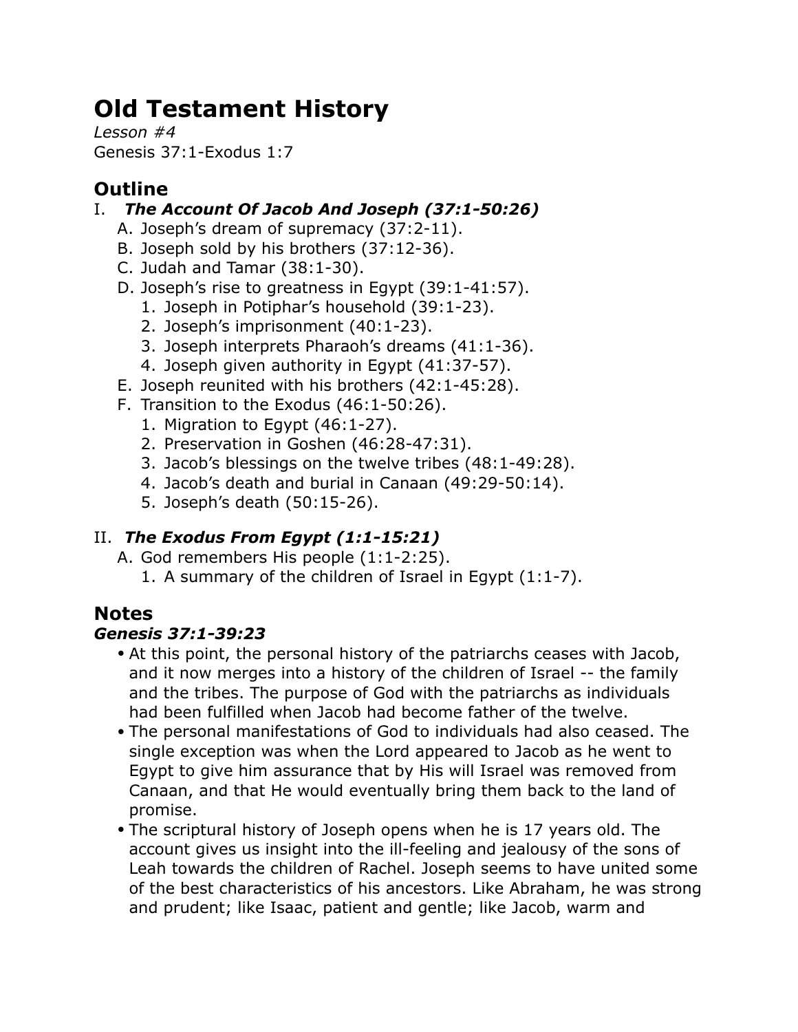# Old Testament History

*Lesson #4*
Genesis 37:1-Exodus 1:7

## Outline

I. ***The Account Of Jacob And Joseph (37:1-50:26)***
   - A. Joseph's dream of supremacy (37:2-11).
   - B. Joseph sold by his brothers (37:12-36).
   - C. Judah and Tamar (38:1-30).
   - D. Joseph's rise to greatness in Egypt (39:1-41:57).
     1. Joseph in Potiphar's household (39:1-23).
     2. Joseph's imprisonment (40:1-23).
     3. Joseph interprets Pharaoh's dreams (41:1-36).
     4. Joseph given authority in Egypt (41:37-57).
   - E. Joseph reunited with his brothers (42:1-45:28).
   - F. Transition to the Exodus (46:1-50:26).
     1. Migration to Egypt (46:1-27).
     2. Preservation in Goshen (46:28-47:31).
     3. Jacob's blessings on the twelve tribes (48:1-49:28).
     4. Jacob's death and burial in Canaan (49:29-50:14).
     5. Joseph's death (50:15-26).

II. ***The Exodus From Egypt (1:1-15:21)***
   - A. God remembers His people (1:1-2:25).
     1. A summary of the children of Israel in Egypt (1:1-7).

## Notes

### *Genesis 37:1-39:23*

- At this point, the personal history of the patriarchs ceases with Jacob, and it now merges into a history of the children of Israel -- the family and the tribes. The purpose of God with the patriarchs as individuals had been fulfilled when Jacob had become father of the twelve.
- The personal manifestations of God to individuals had also ceased. The single exception was when the Lord appeared to Jacob as he went to Egypt to give him assurance that by His will Israel was removed from Canaan, and that He would eventually bring them back to the land of promise.
- The scriptural history of Joseph opens when he is 17 years old. The account gives us insight into the ill-feeling and jealousy of the sons of Leah towards the children of Rachel. Joseph seems to have united some of the best characteristics of his ancestors. Like Abraham, he was strong and prudent; like Isaac, patient and gentle; like Jacob, warm and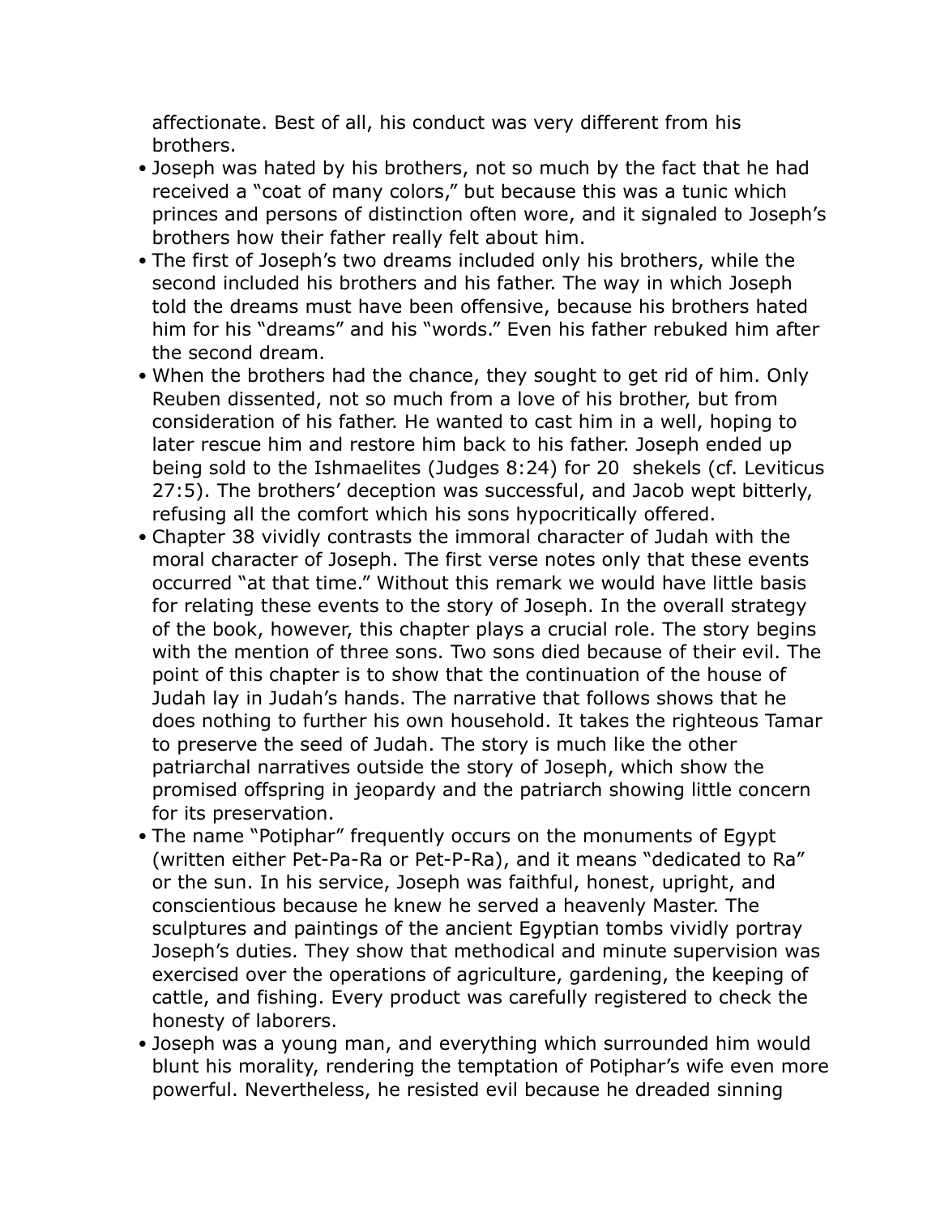affectionate. Best of all, his conduct was very different from his brothers.

- Joseph was hated by his brothers, not so much by the fact that he had received a "coat of many colors," but because this was a tunic which princes and persons of distinction often wore, and it signaled to Joseph's brothers how their father really felt about him.
- The first of Joseph's two dreams included only his brothers, while the second included his brothers and his father. The way in which Joseph told the dreams must have been offensive, because his brothers hated him for his "dreams" and his "words." Even his father rebuked him after the second dream.
- When the brothers had the chance, they sought to get rid of him. Only Reuben dissented, not so much from a love of his brother, but from consideration of his father. He wanted to cast him in a well, hoping to later rescue him and restore him back to his father. Joseph ended up being sold to the Ishmaelites (Judges 8:24) for 20 shekels (cf. Leviticus 27:5). The brothers' deception was successful, and Jacob wept bitterly, refusing all the comfort which his sons hypocritically offered.
- Chapter 38 vividly contrasts the immoral character of Judah with the moral character of Joseph. The first verse notes only that these events occurred "at that time." Without this remark we would have little basis for relating these events to the story of Joseph. In the overall strategy of the book, however, this chapter plays a crucial role. The story begins with the mention of three sons. Two sons died because of their evil. The point of this chapter is to show that the continuation of the house of Judah lay in Judah's hands. The narrative that follows shows that he does nothing to further his own household. It takes the righteous Tamar to preserve the seed of Judah. The story is much like the other patriarchal narratives outside the story of Joseph, which show the promised offspring in jeopardy and the patriarch showing little concern for its preservation.
- The name "Potiphar" frequently occurs on the monuments of Egypt (written either Pet-Pa-Ra or Pet-P-Ra), and it means "dedicated to Ra" or the sun. In his service, Joseph was faithful, honest, upright, and conscientious because he knew he served a heavenly Master. The sculptures and paintings of the ancient Egyptian tombs vividly portray Joseph's duties. They show that methodical and minute supervision was exercised over the operations of agriculture, gardening, the keeping of cattle, and fishing. Every product was carefully registered to check the honesty of laborers.
- Joseph was a young man, and everything which surrounded him would blunt his morality, rendering the temptation of Potiphar's wife even more powerful. Nevertheless, he resisted evil because he dreaded sinning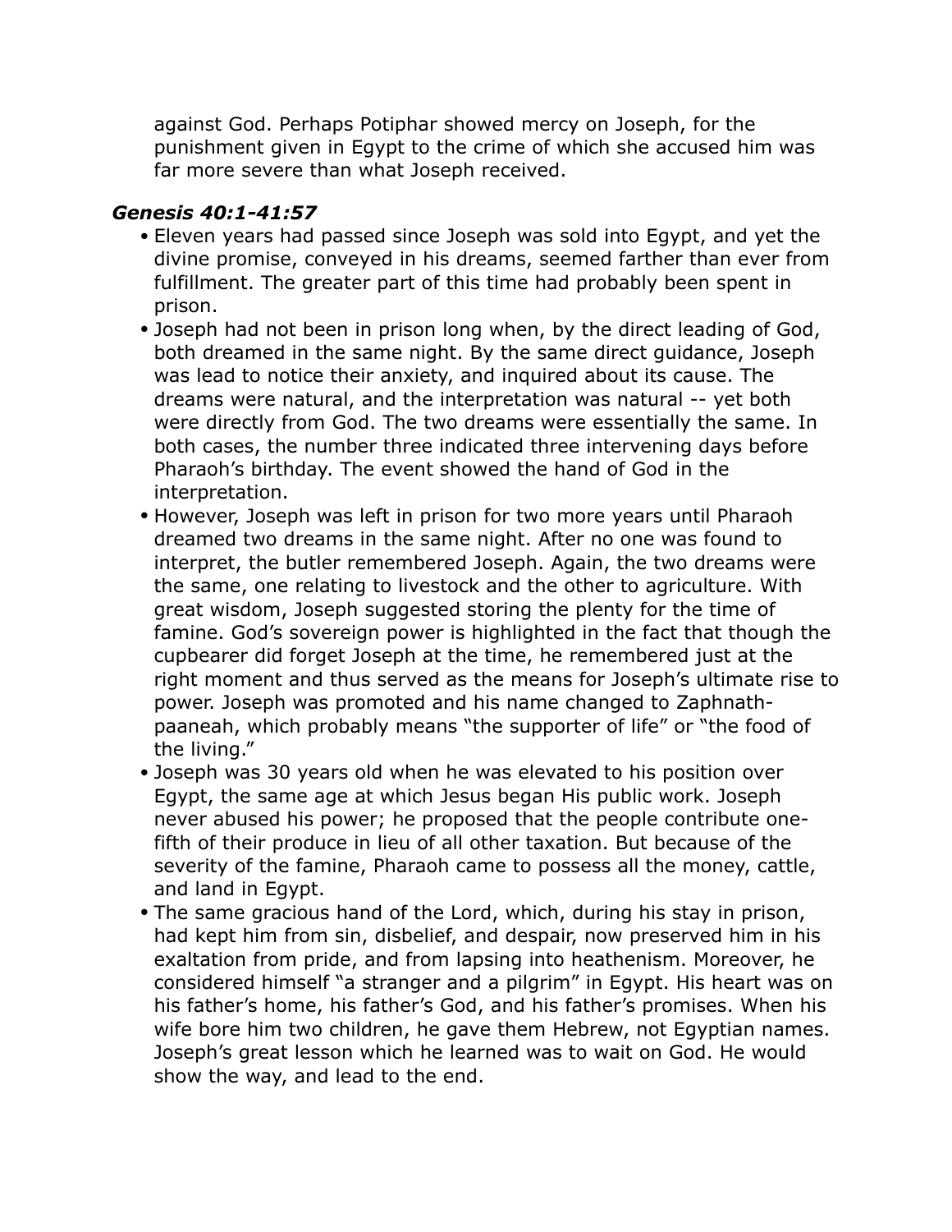against God. Perhaps Potiphar showed mercy on Joseph, for the punishment given in Egypt to the crime of which she accused him was far more severe than what Joseph received.

### *Genesis 40:1-41:57*

- Eleven years had passed since Joseph was sold into Egypt, and yet the divine promise, conveyed in his dreams, seemed farther than ever from fulfillment. The greater part of this time had probably been spent in prison.
- Joseph had not been in prison long when, by the direct leading of God, both dreamed in the same night. By the same direct guidance, Joseph was lead to notice their anxiety, and inquired about its cause. The dreams were natural, and the interpretation was natural -- yet both were directly from God. The two dreams were essentially the same. In both cases, the number three indicated three intervening days before Pharaoh's birthday. The event showed the hand of God in the interpretation.
- However, Joseph was left in prison for two more years until Pharaoh dreamed two dreams in the same night. After no one was found to interpret, the butler remembered Joseph. Again, the two dreams were the same, one relating to livestock and the other to agriculture. With great wisdom, Joseph suggested storing the plenty for the time of famine. God's sovereign power is highlighted in the fact that though the cupbearer did forget Joseph at the time, he remembered just at the right moment and thus served as the means for Joseph's ultimate rise to power. Joseph was promoted and his name changed to Zaphnath-paaneah, which probably means "the supporter of life" or "the food of the living."
- Joseph was 30 years old when he was elevated to his position over Egypt, the same age at which Jesus began His public work. Joseph never abused his power; he proposed that the people contribute one-fifth of their produce in lieu of all other taxation. But because of the severity of the famine, Pharaoh came to possess all the money, cattle, and land in Egypt.
- The same gracious hand of the Lord, which, during his stay in prison, had kept him from sin, disbelief, and despair, now preserved him in his exaltation from pride, and from lapsing into heathenism. Moreover, he considered himself "a stranger and a pilgrim" in Egypt. His heart was on his father's home, his father's God, and his father's promises. When his wife bore him two children, he gave them Hebrew, not Egyptian names. Joseph's great lesson which he learned was to wait on God. He would show the way, and lead to the end.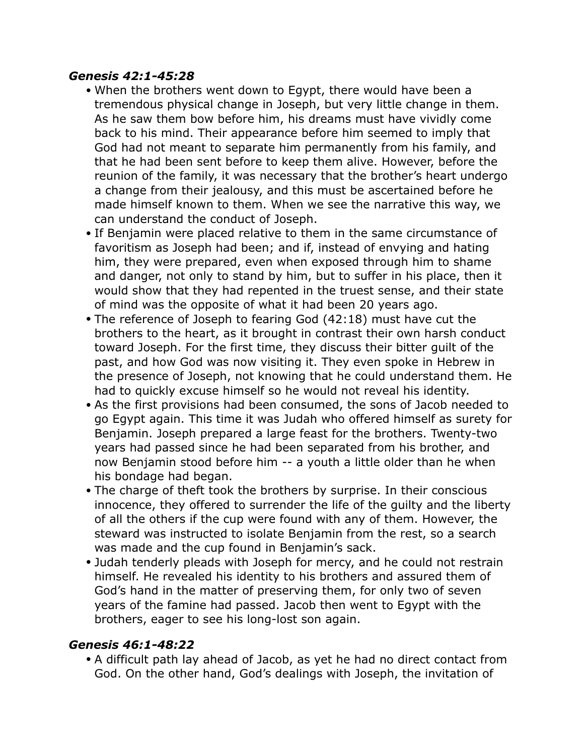### *Genesis 42:1-45:28*

- When the brothers went down to Egypt, there would have been a tremendous physical change in Joseph, but very little change in them. As he saw them bow before him, his dreams must have vividly come back to his mind. Their appearance before him seemed to imply that God had not meant to separate him permanently from his family, and that he had been sent before to keep them alive. However, before the reunion of the family, it was necessary that the brother's heart undergo a change from their jealousy, and this must be ascertained before he made himself known to them. When we see the narrative this way, we can understand the conduct of Joseph.
- If Benjamin were placed relative to them in the same circumstance of favoritism as Joseph had been; and if, instead of envying and hating him, they were prepared, even when exposed through him to shame and danger, not only to stand by him, but to suffer in his place, then it would show that they had repented in the truest sense, and their state of mind was the opposite of what it had been 20 years ago.
- The reference of Joseph to fearing God (42:18) must have cut the brothers to the heart, as it brought in contrast their own harsh conduct toward Joseph. For the first time, they discuss their bitter guilt of the past, and how God was now visiting it. They even spoke in Hebrew in the presence of Joseph, not knowing that he could understand them. He had to quickly excuse himself so he would not reveal his identity.
- As the first provisions had been consumed, the sons of Jacob needed to go Egypt again. This time it was Judah who offered himself as surety for Benjamin. Joseph prepared a large feast for the brothers. Twenty-two years had passed since he had been separated from his brother, and now Benjamin stood before him -- a youth a little older than he when his bondage had began.
- The charge of theft took the brothers by surprise. In their conscious innocence, they offered to surrender the life of the guilty and the liberty of all the others if the cup were found with any of them. However, the steward was instructed to isolate Benjamin from the rest, so a search was made and the cup found in Benjamin's sack.
- Judah tenderly pleads with Joseph for mercy, and he could not restrain himself. He revealed his identity to his brothers and assured them of God's hand in the matter of preserving them, for only two of seven years of the famine had passed. Jacob then went to Egypt with the brothers, eager to see his long-lost son again.

### *Genesis 46:1-48:22*

- A difficult path lay ahead of Jacob, as yet he had no direct contact from God. On the other hand, God's dealings with Joseph, the invitation of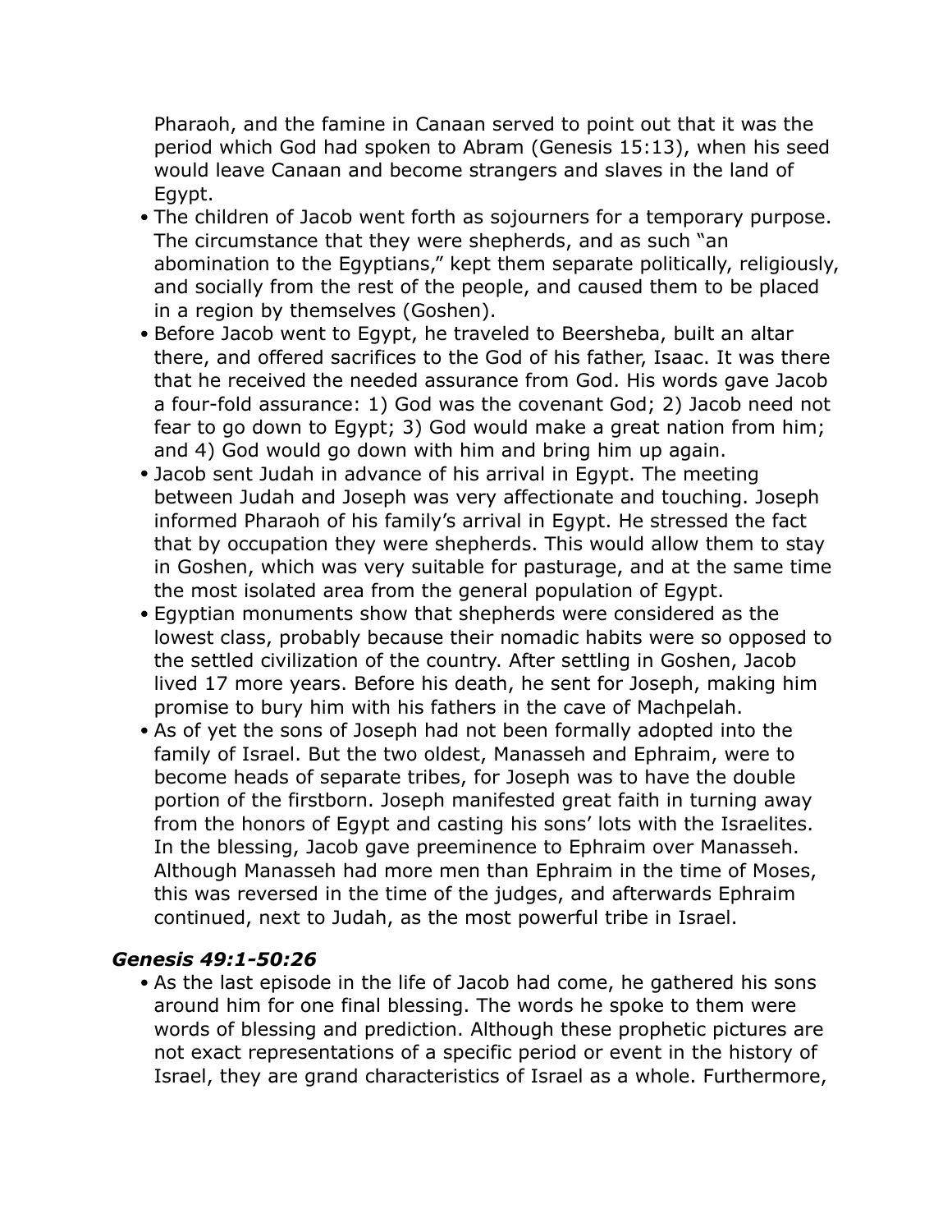Pharaoh, and the famine in Canaan served to point out that it was the period which God had spoken to Abram (Genesis 15:13), when his seed would leave Canaan and become strangers and slaves in the land of Egypt.

- The children of Jacob went forth as sojourners for a temporary purpose. The circumstance that they were shepherds, and as such "an abomination to the Egyptians," kept them separate politically, religiously, and socially from the rest of the people, and caused them to be placed in a region by themselves (Goshen).
- Before Jacob went to Egypt, he traveled to Beersheba, built an altar there, and offered sacrifices to the God of his father, Isaac. It was there that he received the needed assurance from God. His words gave Jacob a four-fold assurance: 1) God was the covenant God; 2) Jacob need not fear to go down to Egypt; 3) God would make a great nation from him; and 4) God would go down with him and bring him up again.
- Jacob sent Judah in advance of his arrival in Egypt. The meeting between Judah and Joseph was very affectionate and touching. Joseph informed Pharaoh of his family's arrival in Egypt. He stressed the fact that by occupation they were shepherds. This would allow them to stay in Goshen, which was very suitable for pasturage, and at the same time the most isolated area from the general population of Egypt.
- Egyptian monuments show that shepherds were considered as the lowest class, probably because their nomadic habits were so opposed to the settled civilization of the country. After settling in Goshen, Jacob lived 17 more years. Before his death, he sent for Joseph, making him promise to bury him with his fathers in the cave of Machpelah.
- As of yet the sons of Joseph had not been formally adopted into the family of Israel. But the two oldest, Manasseh and Ephraim, were to become heads of separate tribes, for Joseph was to have the double portion of the firstborn. Joseph manifested great faith in turning away from the honors of Egypt and casting his sons' lots with the Israelites. In the blessing, Jacob gave preeminence to Ephraim over Manasseh. Although Manasseh had more men than Ephraim in the time of Moses, this was reversed in the time of the judges, and afterwards Ephraim continued, next to Judah, as the most powerful tribe in Israel.

### *Genesis 49:1-50:26*

- As the last episode in the life of Jacob had come, he gathered his sons around him for one final blessing. The words he spoke to them were words of blessing and prediction. Although these prophetic pictures are not exact representations of a specific period or event in the history of Israel, they are grand characteristics of Israel as a whole. Furthermore,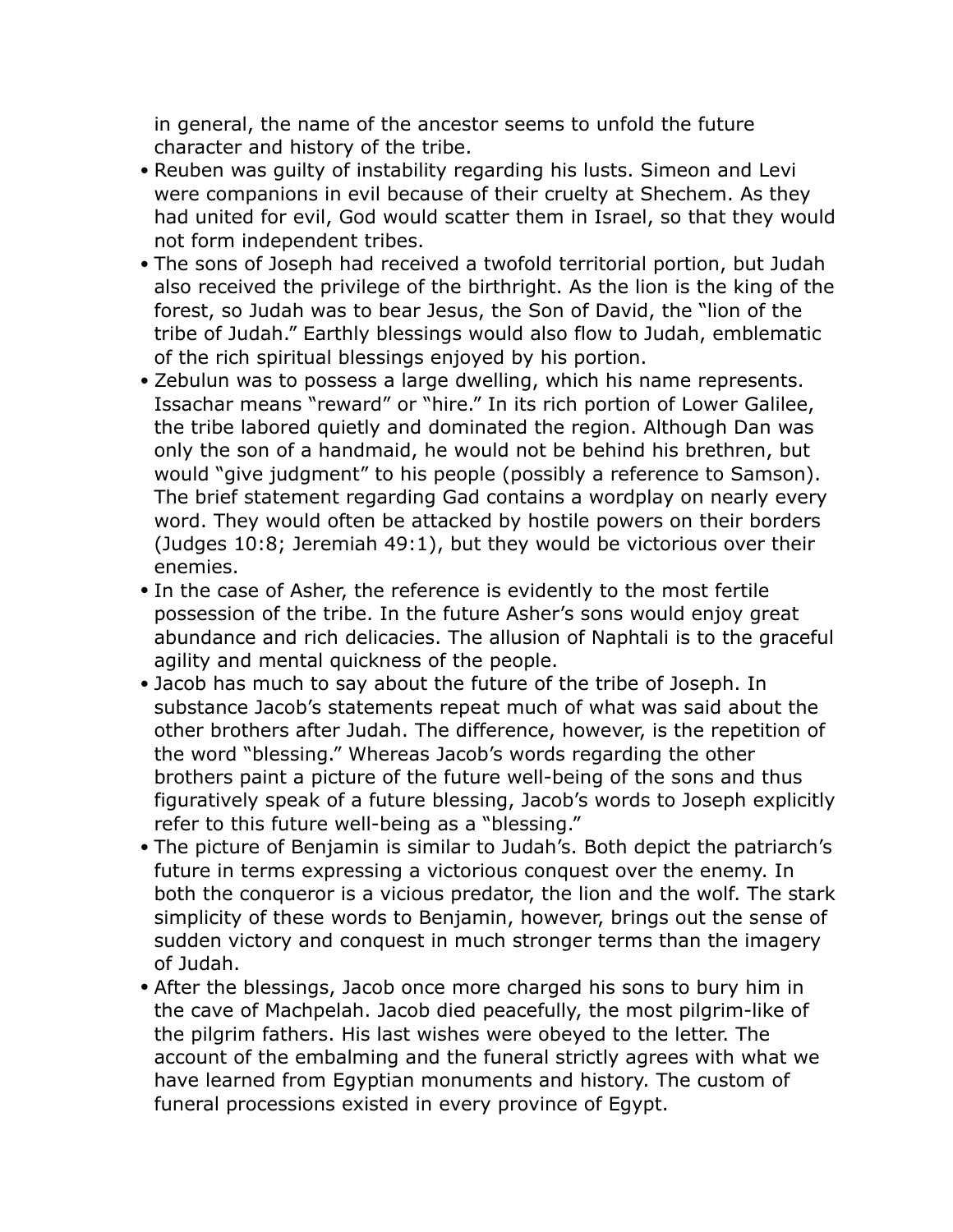in general, the name of the ancestor seems to unfold the future character and history of the tribe.

- Reuben was guilty of instability regarding his lusts. Simeon and Levi were companions in evil because of their cruelty at Shechem. As they had united for evil, God would scatter them in Israel, so that they would not form independent tribes.
- The sons of Joseph had received a twofold territorial portion, but Judah also received the privilege of the birthright. As the lion is the king of the forest, so Judah was to bear Jesus, the Son of David, the "lion of the tribe of Judah." Earthly blessings would also flow to Judah, emblematic of the rich spiritual blessings enjoyed by his portion.
- Zebulun was to possess a large dwelling, which his name represents. Issachar means "reward" or "hire." In its rich portion of Lower Galilee, the tribe labored quietly and dominated the region. Although Dan was only the son of a handmaid, he would not be behind his brethren, but would "give judgment" to his people (possibly a reference to Samson). The brief statement regarding Gad contains a wordplay on nearly every word. They would often be attacked by hostile powers on their borders (Judges 10:8; Jeremiah 49:1), but they would be victorious over their enemies.
- In the case of Asher, the reference is evidently to the most fertile possession of the tribe. In the future Asher's sons would enjoy great abundance and rich delicacies. The allusion of Naphtali is to the graceful agility and mental quickness of the people.
- Jacob has much to say about the future of the tribe of Joseph. In substance Jacob's statements repeat much of what was said about the other brothers after Judah. The difference, however, is the repetition of the word "blessing." Whereas Jacob's words regarding the other brothers paint a picture of the future well-being of the sons and thus figuratively speak of a future blessing, Jacob's words to Joseph explicitly refer to this future well-being as a "blessing."
- The picture of Benjamin is similar to Judah's. Both depict the patriarch's future in terms expressing a victorious conquest over the enemy. In both the conqueror is a vicious predator, the lion and the wolf. The stark simplicity of these words to Benjamin, however, brings out the sense of sudden victory and conquest in much stronger terms than the imagery of Judah.
- After the blessings, Jacob once more charged his sons to bury him in the cave of Machpelah. Jacob died peacefully, the most pilgrim-like of the pilgrim fathers. His last wishes were obeyed to the letter. The account of the embalming and the funeral strictly agrees with what we have learned from Egyptian monuments and history. The custom of funeral processions existed in every province of Egypt.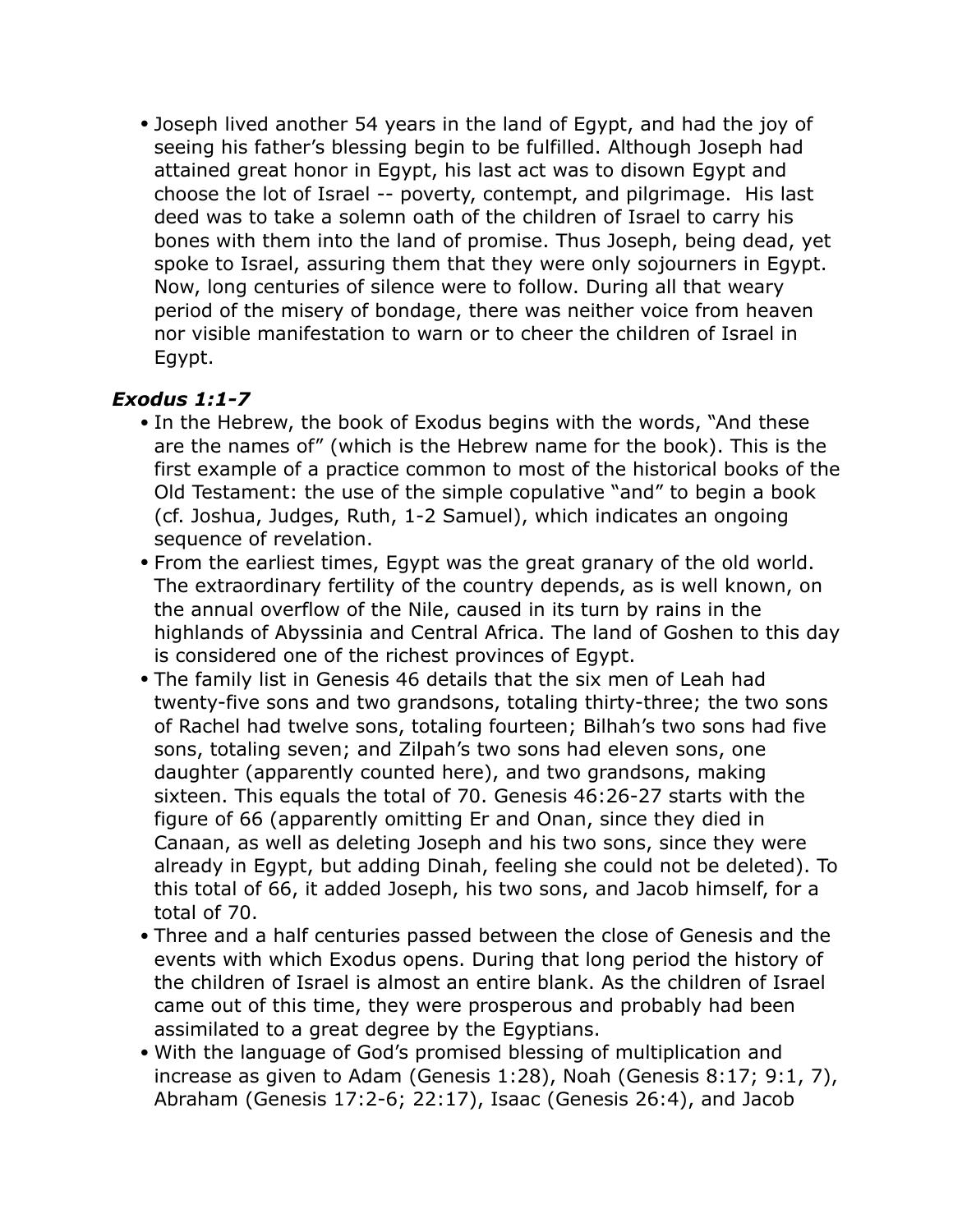- Joseph lived another 54 years in the land of Egypt, and had the joy of seeing his father's blessing begin to be fulfilled. Although Joseph had attained great honor in Egypt, his last act was to disown Egypt and choose the lot of Israel -- poverty, contempt, and pilgrimage. His last deed was to take a solemn oath of the children of Israel to carry his bones with them into the land of promise. Thus Joseph, being dead, yet spoke to Israel, assuring them that they were only sojourners in Egypt. Now, long centuries of silence were to follow. During all that weary period of the misery of bondage, there was neither voice from heaven nor visible manifestation to warn or to cheer the children of Israel in Egypt.

### *Exodus 1:1-7*

- In the Hebrew, the book of Exodus begins with the words, "And these are the names of" (which is the Hebrew name for the book). This is the first example of a practice common to most of the historical books of the Old Testament: the use of the simple copulative "and" to begin a book (cf. Joshua, Judges, Ruth, 1-2 Samuel), which indicates an ongoing sequence of revelation.
- From the earliest times, Egypt was the great granary of the old world. The extraordinary fertility of the country depends, as is well known, on the annual overflow of the Nile, caused in its turn by rains in the highlands of Abyssinia and Central Africa. The land of Goshen to this day is considered one of the richest provinces of Egypt.
- The family list in Genesis 46 details that the six men of Leah had twenty-five sons and two grandsons, totaling thirty-three; the two sons of Rachel had twelve sons, totaling fourteen; Bilhah's two sons had five sons, totaling seven; and Zilpah's two sons had eleven sons, one daughter (apparently counted here), and two grandsons, making sixteen. This equals the total of 70. Genesis 46:26-27 starts with the figure of 66 (apparently omitting Er and Onan, since they died in Canaan, as well as deleting Joseph and his two sons, since they were already in Egypt, but adding Dinah, feeling she could not be deleted). To this total of 66, it added Joseph, his two sons, and Jacob himself, for a total of 70.
- Three and a half centuries passed between the close of Genesis and the events with which Exodus opens. During that long period the history of the children of Israel is almost an entire blank. As the children of Israel came out of this time, they were prosperous and probably had been assimilated to a great degree by the Egyptians.
- With the language of God's promised blessing of multiplication and increase as given to Adam (Genesis 1:28), Noah (Genesis 8:17; 9:1, 7), Abraham (Genesis 17:2-6; 22:17), Isaac (Genesis 26:4), and Jacob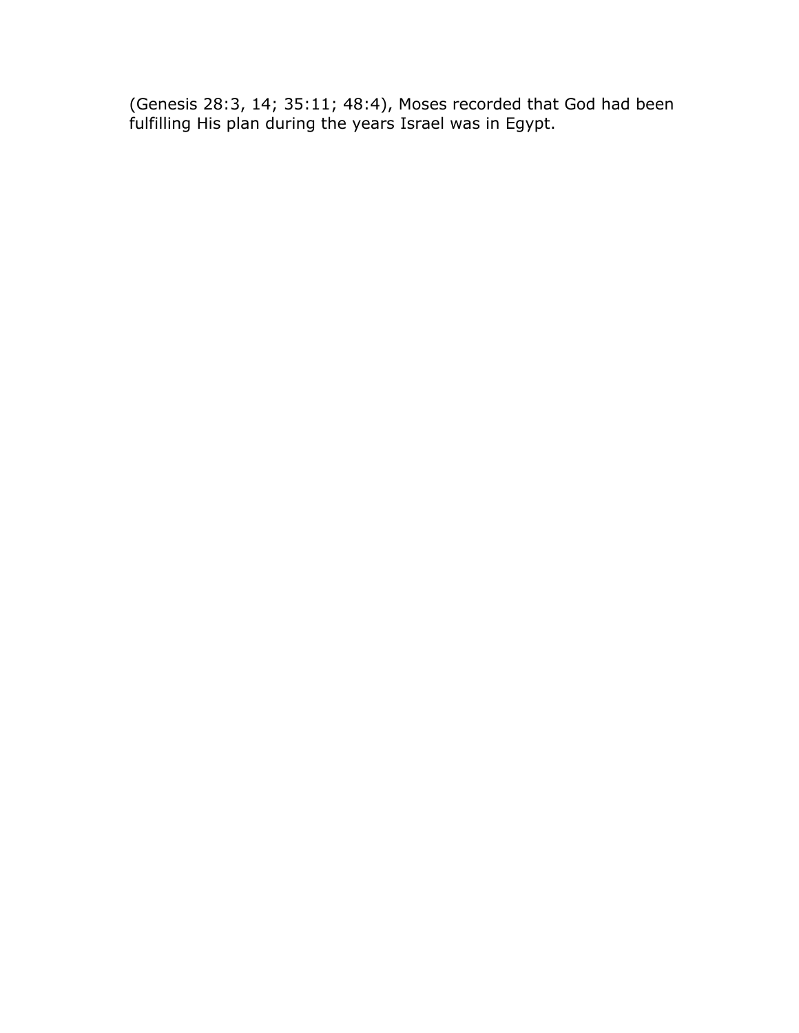(Genesis 28:3, 14; 35:11; 48:4), Moses recorded that God had been fulfilling His plan during the years Israel was in Egypt.